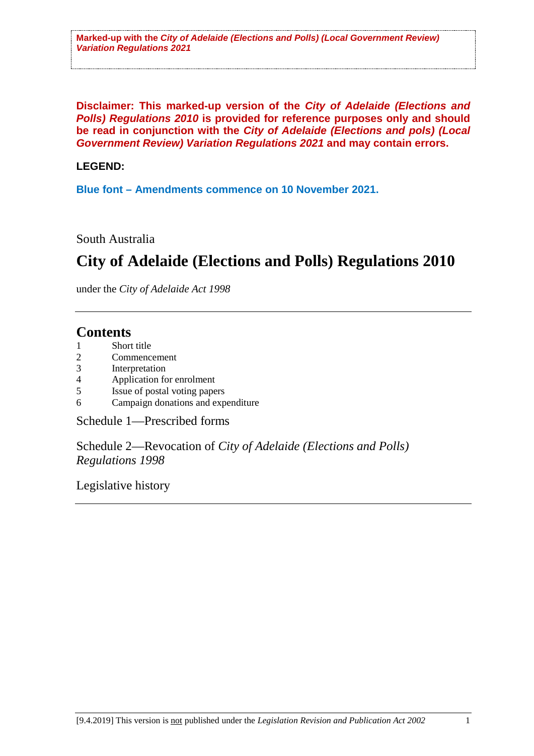**Marked-up with the *City of Adelaide (Elections and Polls) (Local Government Review) Variation Regulations 2021***

**Disclaimer: This marked-up version of the *City of Adelaide (Elections and Polls) Regulations 2010* is provided for reference purposes only and should be read in conjunction with the *City of Adelaide (Elections and pols) (Local Government Review) Variation Regulations 2021* and may contain errors.**

**LEGEND:**

**Blue font – Amendments commence on 10 November 2021.**

South Australia

# City of Adelaide (Elections and Polls) Regulations 2010

under the *City of Adelaide Act 1998*

## Contents

1 Short title
2 Commencement
3 Interpretation
4 Application for enrolment
5 Issue of postal voting papers
6 Campaign donations and expenditure

Schedule 1—Prescribed forms

Schedule 2—Revocation of *City of Adelaide (Elections and Polls) Regulations 1998*

Legislative history

[9.4.2019] This version is not published under the *Legislation Revision and Publication Act 2002*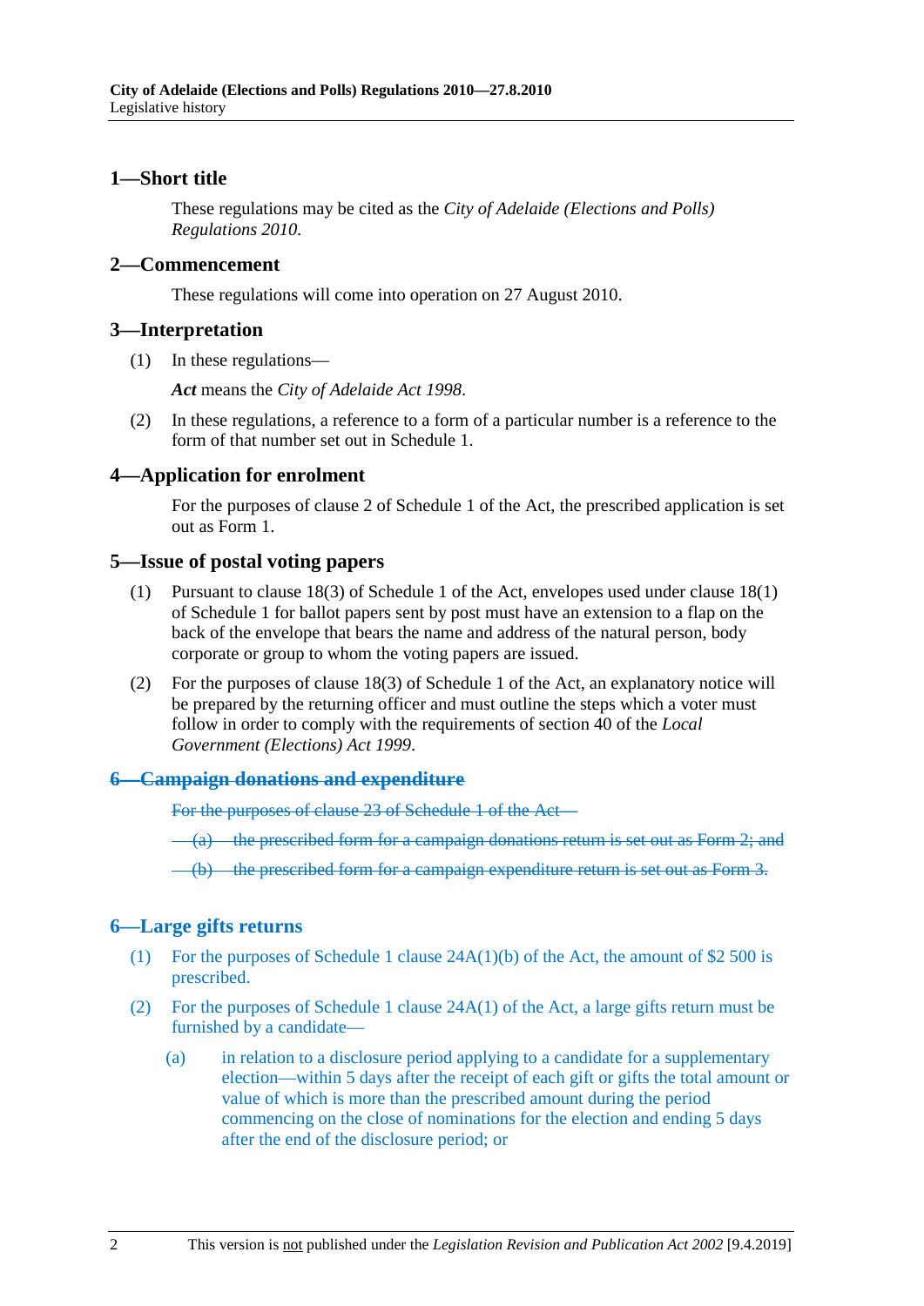## 1—Short title

These regulations may be cited as the *City of Adelaide (Elections and Polls) Regulations 2010*.

## 2—Commencement

These regulations will come into operation on 27 August 2010.

## 3—Interpretation

(1) In these regulations—

***Act*** means the *City of Adelaide Act 1998*.

(2) In these regulations, a reference to a form of a particular number is a reference to the form of that number set out in Schedule 1.

## 4—Application for enrolment

For the purposes of clause 2 of Schedule 1 of the Act, the prescribed application is set out as Form 1.

## 5—Issue of postal voting papers

(1) Pursuant to clause 18(3) of Schedule 1 of the Act, envelopes used under clause 18(1) of Schedule 1 for ballot papers sent by post must have an extension to a flap on the back of the envelope that bears the name and address of the natural person, body corporate or group to whom the voting papers are issued.

(2) For the purposes of clause 18(3) of Schedule 1 of the Act, an explanatory notice will be prepared by the returning officer and must outline the steps which a voter must follow in order to comply with the requirements of section 40 of the *Local Government (Elections) Act 1999*.

## ~~6—Campaign donations and expenditure~~

~~For the purposes of clause 23 of Schedule 1 of the Act—~~

~~(a) the prescribed form for a campaign donations return is set out as Form 2; and~~

~~(b) the prescribed form for a campaign expenditure return is set out as Form 3.~~

## 6—Large gifts returns

(1) For the purposes of Schedule 1 clause 24A(1)(b) of the Act, the amount of $2 500 is prescribed.

(2) For the purposes of Schedule 1 clause 24A(1) of the Act, a large gifts return must be furnished by a candidate—

(a) in relation to a disclosure period applying to a candidate for a supplementary election—within 5 days after the receipt of each gift or gifts the total amount or value of which is more than the prescribed amount during the period commencing on the close of nominations for the election and ending 5 days after the end of the disclosure period; or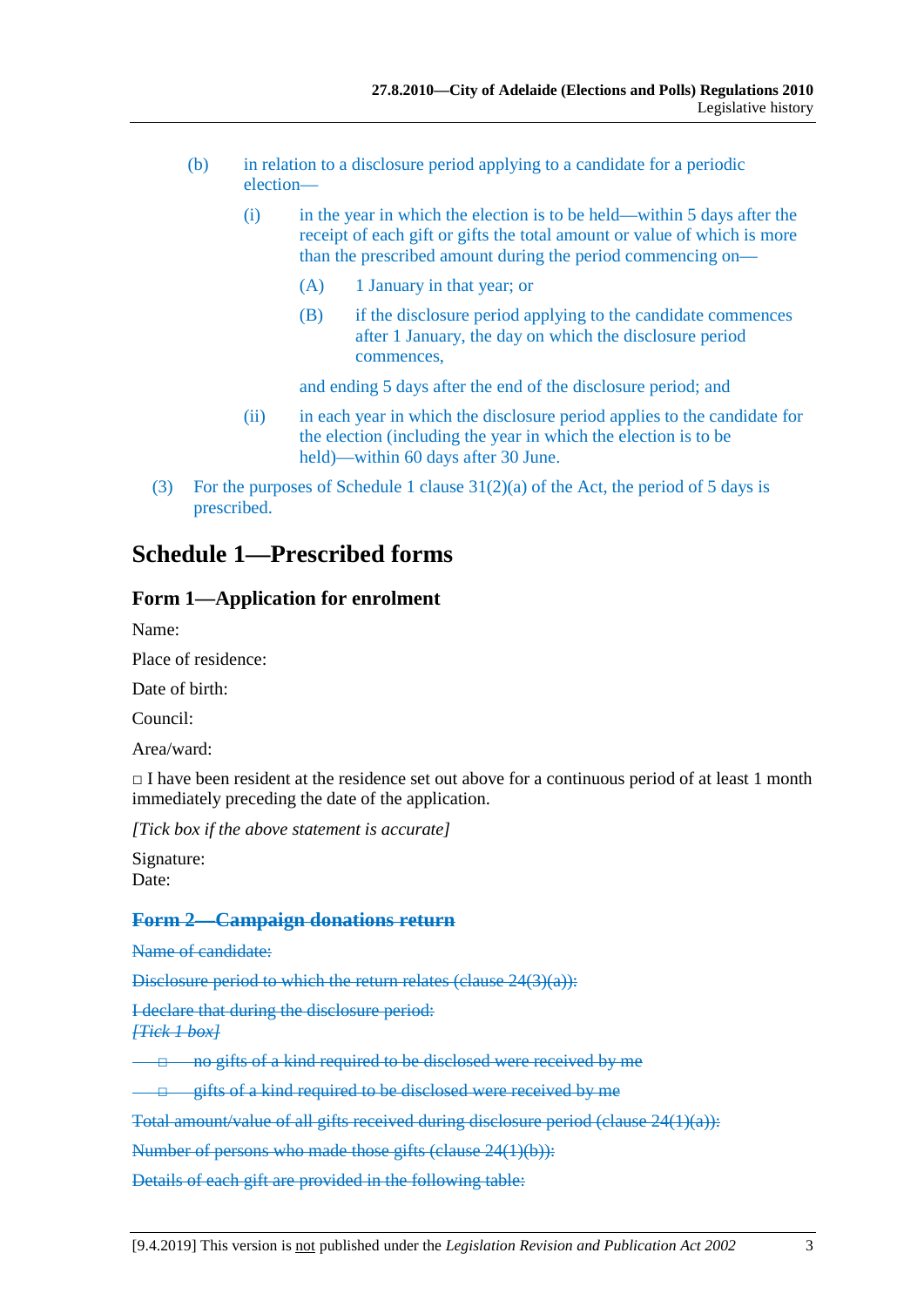(b) in relation to a disclosure period applying to a candidate for a periodic election—

(i) in the year in which the election is to be held—within 5 days after the receipt of each gift or gifts the total amount or value of which is more than the prescribed amount during the period commencing on—

(A) 1 January in that year; or

(B) if the disclosure period applying to the candidate commences after 1 January, the day on which the disclosure period commences,

and ending 5 days after the end of the disclosure period; and

(ii) in each year in which the disclosure period applies to the candidate for the election (including the year in which the election is to be held)—within 60 days after 30 June.

(3) For the purposes of Schedule 1 clause 31(2)(a) of the Act, the period of 5 days is prescribed.

## Schedule 1—Prescribed forms

### Form 1—Application for enrolment

Name:

Place of residence:

Date of birth:

Council:

Area/ward:

□ I have been resident at the residence set out above for a continuous period of at least 1 month immediately preceding the date of the application.

*[Tick box if the above statement is accurate]*

Signature:
Date:

### ~~Form 2—Campaign donations return~~

~~Name of candidate:~~

~~Disclosure period to which the return relates (clause 24(3)(a)):~~

~~I declare that during the disclosure period:~~
~~*[Tick 1 box]*~~

~~□ no gifts of a kind required to be disclosed were received by me~~

~~□ gifts of a kind required to be disclosed were received by me~~

~~Total amount/value of all gifts received during disclosure period (clause 24(1)(a)):~~

~~Number of persons who made those gifts (clause 24(1)(b)):~~

~~Details of each gift are provided in the following table:~~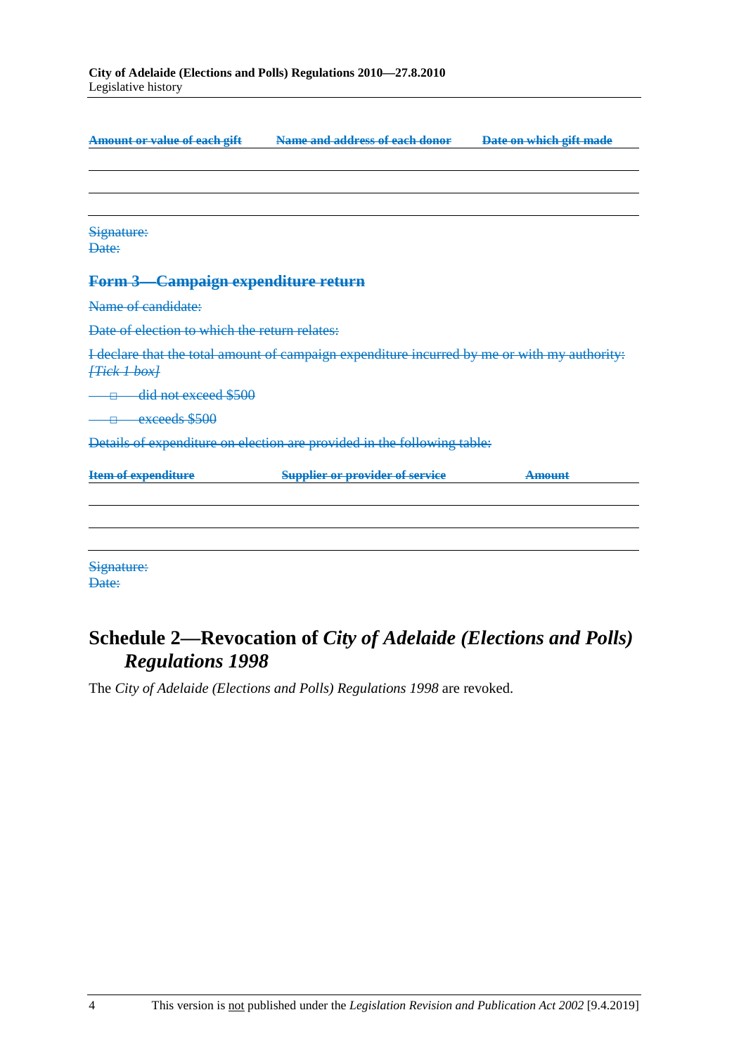~~**Amount or value of each gift**~~ ~~**Name and address of each donor**~~ ~~**Date on which gift made**~~

| ~~Amount or value of each gift~~ | ~~Name and address of each donor~~ | ~~Date on which gift made~~ |
|---|---|---|
| | | |
| | | |
| | | |

~~Signature:~~
~~Date:~~

### ~~Form 3—Campaign expenditure return~~

~~Name of candidate:~~

~~Date of election to which the return relates:~~

~~I declare that the total amount of campaign expenditure incurred by me or with my authority: *[Tick 1 box]*~~

- □ ~~did not exceed $500~~
- □ ~~exceeds $500~~

~~Details of expenditure on election are provided in the following table:~~

| ~~Item of expenditure~~ | ~~Supplier or provider of service~~ | ~~Amount~~ |
|---|---|---|
| | | |
| | | |
| | | |

~~Signature:~~
~~Date:~~

## Schedule 2—Revocation of *City of Adelaide (Elections and Polls) Regulations 1998*

The *City of Adelaide (Elections and Polls) Regulations 1998* are revoked.